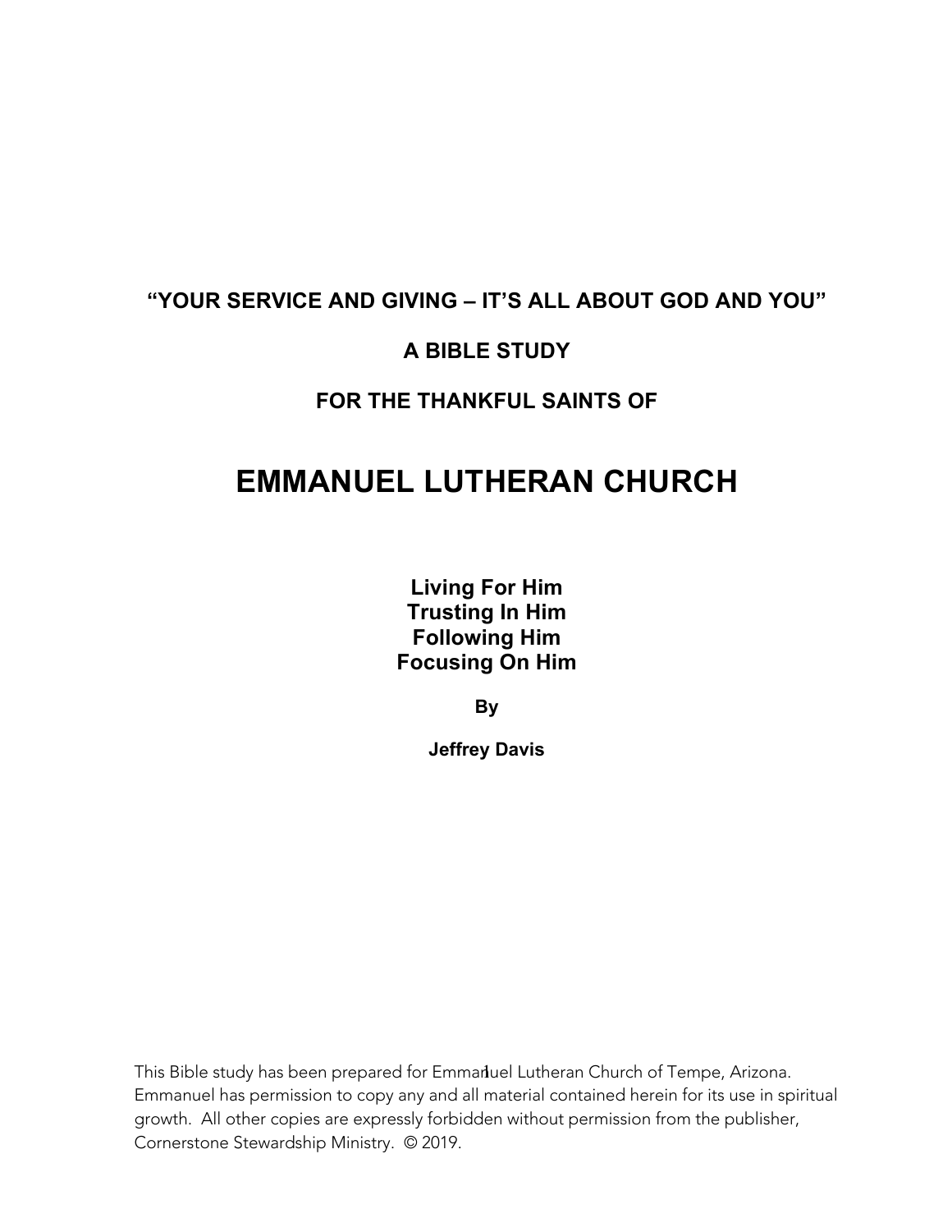**"YOUR SERVICE AND GIVING – IT'S ALL ABOUT GOD AND YOU"**

**A BIBLE STUDY**

**FOR THE THANKFUL SAINTS OF**

# EMMANUEL LUTHERAN CHURCH

**Living For Him**
**Trusting In Him**
**Following Him**
**Focusing On Him**

**By**

**Jeffrey Davis**

This Bible study has been prepared for Emmanuel Lutheran Church of Tempe, Arizona. Emmanuel has permission to copy any and all material contained herein for its use in spiritual growth. All other copies are expressly forbidden without permission from the publisher, Cornerstone Stewardship Ministry. © 2019.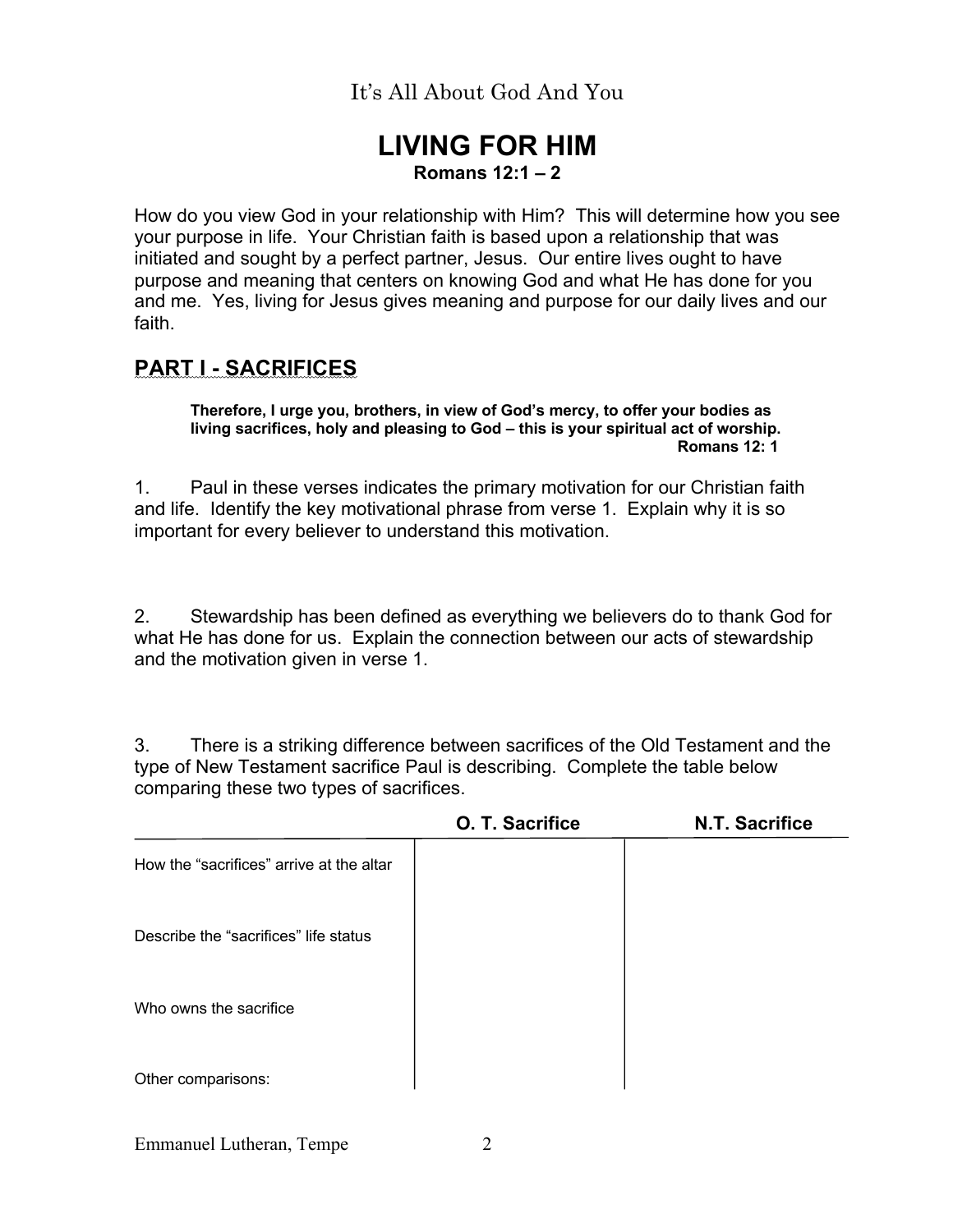It's All About God And You

# LIVING FOR HIM

**Romans 12:1 – 2**

How do you view God in your relationship with Him? This will determine how you see your purpose in life. Your Christian faith is based upon a relationship that was initiated and sought by a perfect partner, Jesus. Our entire lives ought to have purpose and meaning that centers on knowing God and what He has done for you and me. Yes, living for Jesus gives meaning and purpose for our daily lives and our faith.

## PART I - SACRIFICES

> **Therefore, I urge you, brothers, in view of God's mercy, to offer your bodies as living sacrifices, holy and pleasing to God – this is your spiritual act of worship.**
>
> **Romans 12: 1**

1. Paul in these verses indicates the primary motivation for our Christian faith and life. Identify the key motivational phrase from verse 1. Explain why it is so important for every believer to understand this motivation.

2. Stewardship has been defined as everything we believers do to thank God for what He has done for us. Explain the connection between our acts of stewardship and the motivation given in verse 1.

3. There is a striking difference between sacrifices of the Old Testament and the type of New Testament sacrifice Paul is describing. Complete the table below comparing these two types of sacrifices.

| | O. T. Sacrifice | N.T. Sacrifice |
|---|---|---|
| How the "sacrifices" arrive at the altar | | |
| Describe the "sacrifices" life status | | |
| Who owns the sacrifice | | |
| Other comparisons: | | |

Emmanuel Lutheran, Tempe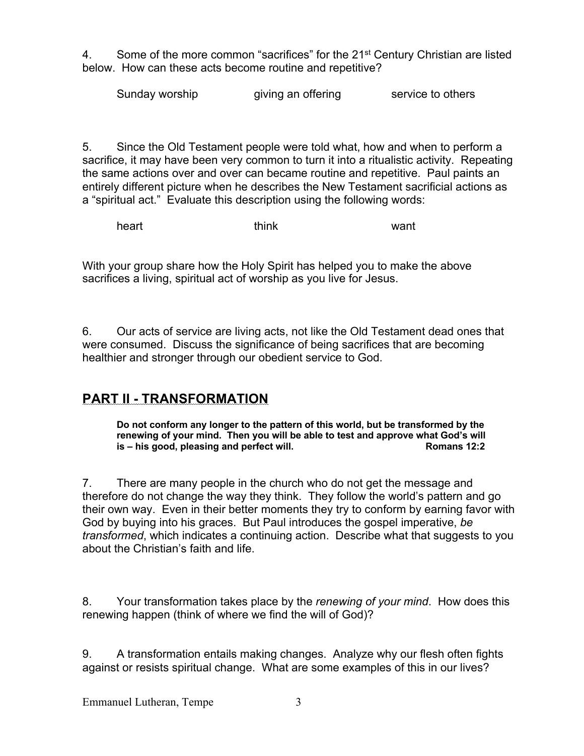4. Some of the more common "sacrifices" for the 21st Century Christian are listed below. How can these acts become routine and repetitive?

Sunday worship giving an offering service to others

5. Since the Old Testament people were told what, how and when to perform a sacrifice, it may have been very common to turn it into a ritualistic activity. Repeating the same actions over and over can became routine and repetitive. Paul paints an entirely different picture when he describes the New Testament sacrificial actions as a "spiritual act." Evaluate this description using the following words:

heart think want

With your group share how the Holy Spirit has helped you to make the above sacrifices a living, spiritual act of worship as you live for Jesus.

6. Our acts of service are living acts, not like the Old Testament dead ones that were consumed. Discuss the significance of being sacrifices that are becoming healthier and stronger through our obedient service to God.

## PART II - TRANSFORMATION

**Do not conform any longer to the pattern of this world, but be transformed by the renewing of your mind. Then you will be able to test and approve what God's will is – his good, pleasing and perfect will. Romans 12:2**

7. There are many people in the church who do not get the message and therefore do not change the way they think. They follow the world's pattern and go their own way. Even in their better moments they try to conform by earning favor with God by buying into his graces. But Paul introduces the gospel imperative, *be transformed*, which indicates a continuing action. Describe what that suggests to you about the Christian's faith and life.

8. Your transformation takes place by the *renewing of your mind*. How does this renewing happen (think of where we find the will of God)?

9. A transformation entails making changes. Analyze why our flesh often fights against or resists spiritual change. What are some examples of this in our lives?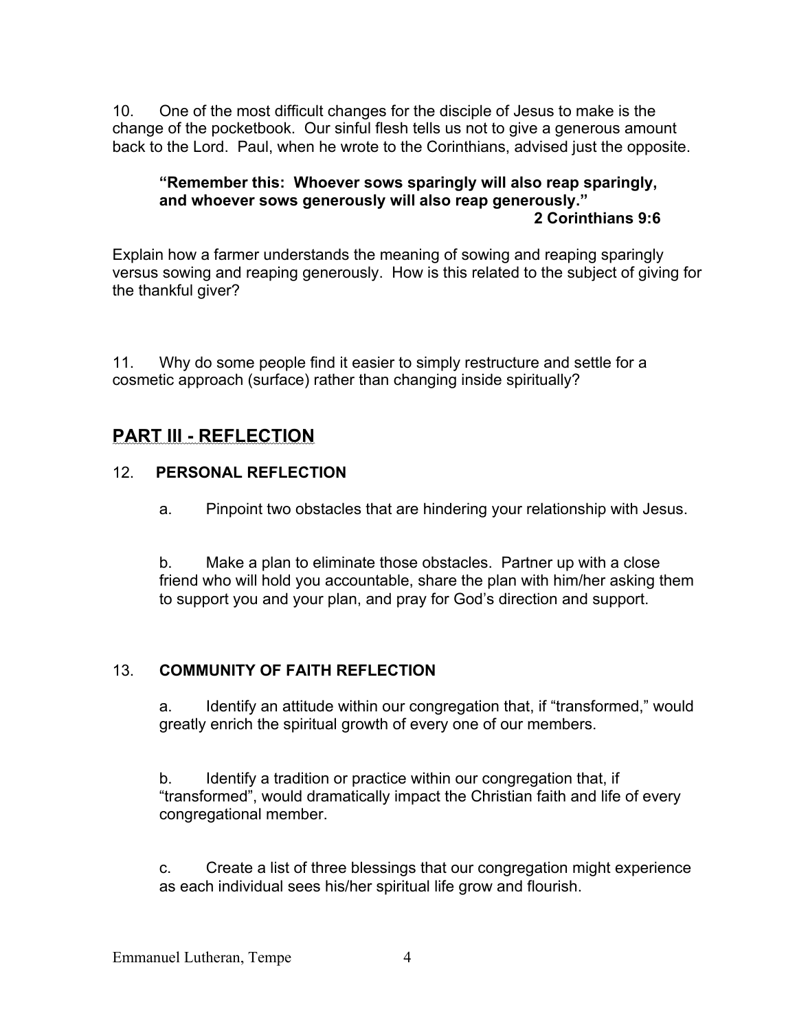10. One of the most difficult changes for the disciple of Jesus to make is the change of the pocketbook. Our sinful flesh tells us not to give a generous amount back to the Lord. Paul, when he wrote to the Corinthians, advised just the opposite.

> **"Remember this: Whoever sows sparingly will also reap sparingly, and whoever sows generously will also reap generously."**
> **2 Corinthians 9:6**

Explain how a farmer understands the meaning of sowing and reaping sparingly versus sowing and reaping generously. How is this related to the subject of giving for the thankful giver?

11. Why do some people find it easier to simply restructure and settle for a cosmetic approach (surface) rather than changing inside spiritually?

## PART III - REFLECTION

### 12. PERSONAL REFLECTION

a. Pinpoint two obstacles that are hindering your relationship with Jesus.

b. Make a plan to eliminate those obstacles. Partner up with a close friend who will hold you accountable, share the plan with him/her asking them to support you and your plan, and pray for God's direction and support.

### 13. COMMUNITY OF FAITH REFLECTION

a. Identify an attitude within our congregation that, if "transformed," would greatly enrich the spiritual growth of every one of our members.

b. Identify a tradition or practice within our congregation that, if "transformed", would dramatically impact the Christian faith and life of every congregational member.

c. Create a list of three blessings that our congregation might experience as each individual sees his/her spiritual life grow and flourish.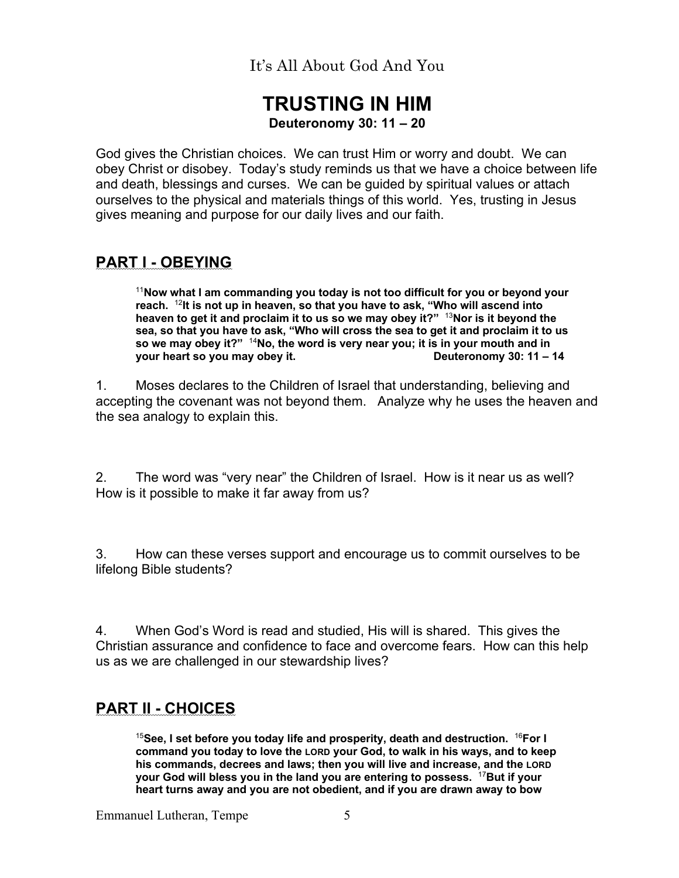It's All About God And You

# TRUSTING IN HIM

**Deuteronomy 30: 11 – 20**

God gives the Christian choices. We can trust Him or worry and doubt. We can obey Christ or disobey. Today's study reminds us that we have a choice between life and death, blessings and curses. We can be guided by spiritual values or attach ourselves to the physical and materials things of this world. Yes, trusting in Jesus gives meaning and purpose for our daily lives and our faith.

## PART I - OBEYING

> [11]**Now what I am commanding you today is not too difficult for you or beyond your reach.** [12]**It is not up in heaven, so that you have to ask, "Who will ascend into heaven to get it and proclaim it to us so we may obey it?"** [13]**Nor is it beyond the sea, so that you have to ask, "Who will cross the sea to get it and proclaim it to us so we may obey it?"** [14]**No, the word is very near you; it is in your mouth and in your heart so you may obey it.** **Deuteronomy 30: 11 – 14**

1. Moses declares to the Children of Israel that understanding, believing and accepting the covenant was not beyond them. Analyze why he uses the heaven and the sea analogy to explain this.

2. The word was "very near" the Children of Israel. How is it near us as well? How is it possible to make it far away from us?

3. How can these verses support and encourage us to commit ourselves to be lifelong Bible students?

4. When God's Word is read and studied, His will is shared. This gives the Christian assurance and confidence to face and overcome fears. How can this help us as we are challenged in our stewardship lives?

## PART II - CHOICES

> [15]**See, I set before you today life and prosperity, death and destruction.** [16]**For I command you today to love the LORD your God, to walk in his ways, and to keep his commands, decrees and laws; then you will live and increase, and the LORD your God will bless you in the land you are entering to possess.** [17]**But if your heart turns away and you are not obedient, and if you are drawn away to bow**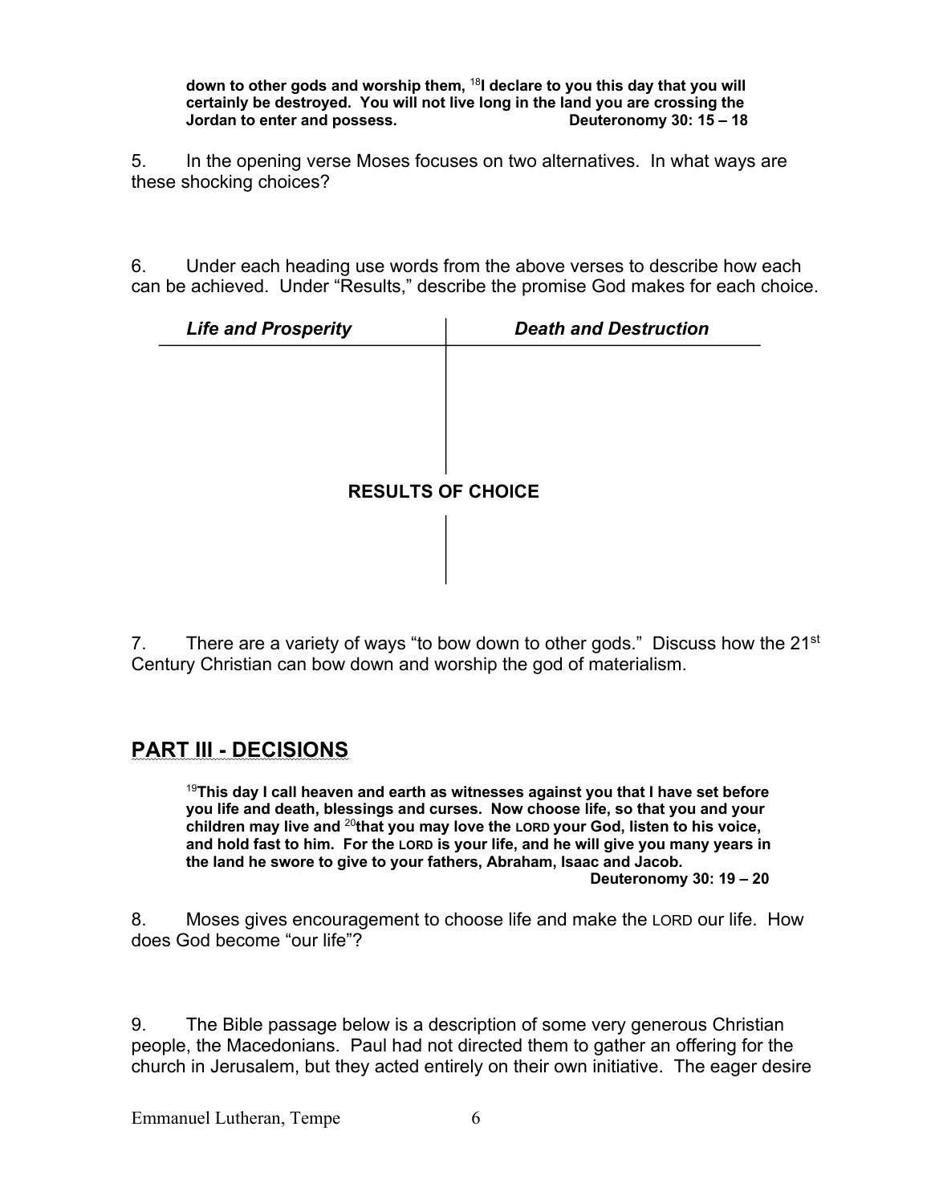> **down to other gods and worship them, [18]I declare to you this day that you will certainly be destroyed. You will not live long in the land you are crossing the Jordan to enter and possess.** **Deuteronomy 30: 15 – 18**

5. In the opening verse Moses focuses on two alternatives. In what ways are these shocking choices?

6. Under each heading use words from the above verses to describe how each can be achieved. Under "Results," describe the promise God makes for each choice.

| *Life and Prosperity* | *Death and Destruction* |
| --- | --- |
| | |

**RESULTS OF CHOICE**

| | |
| --- | --- |
| | |

7. There are a variety of ways "to bow down to other gods." Discuss how the 21st Century Christian can bow down and worship the god of materialism.

## PART III - DECISIONS

> **[19]This day I call heaven and earth as witnesses against you that I have set before you life and death, blessings and curses. Now choose life, so that you and your children may live and [20]that you may love the LORD your God, listen to his voice, and hold fast to him. For the LORD is your life, and he will give you many years in the land he swore to give to your fathers, Abraham, Isaac and Jacob.**
> **Deuteronomy 30: 19 – 20**

8. Moses gives encouragement to choose life and make the LORD our life. How does God become "our life"?

9. The Bible passage below is a description of some very generous Christian people, the Macedonians. Paul had not directed them to gather an offering for the church in Jerusalem, but they acted entirely on their own initiative. The eager desire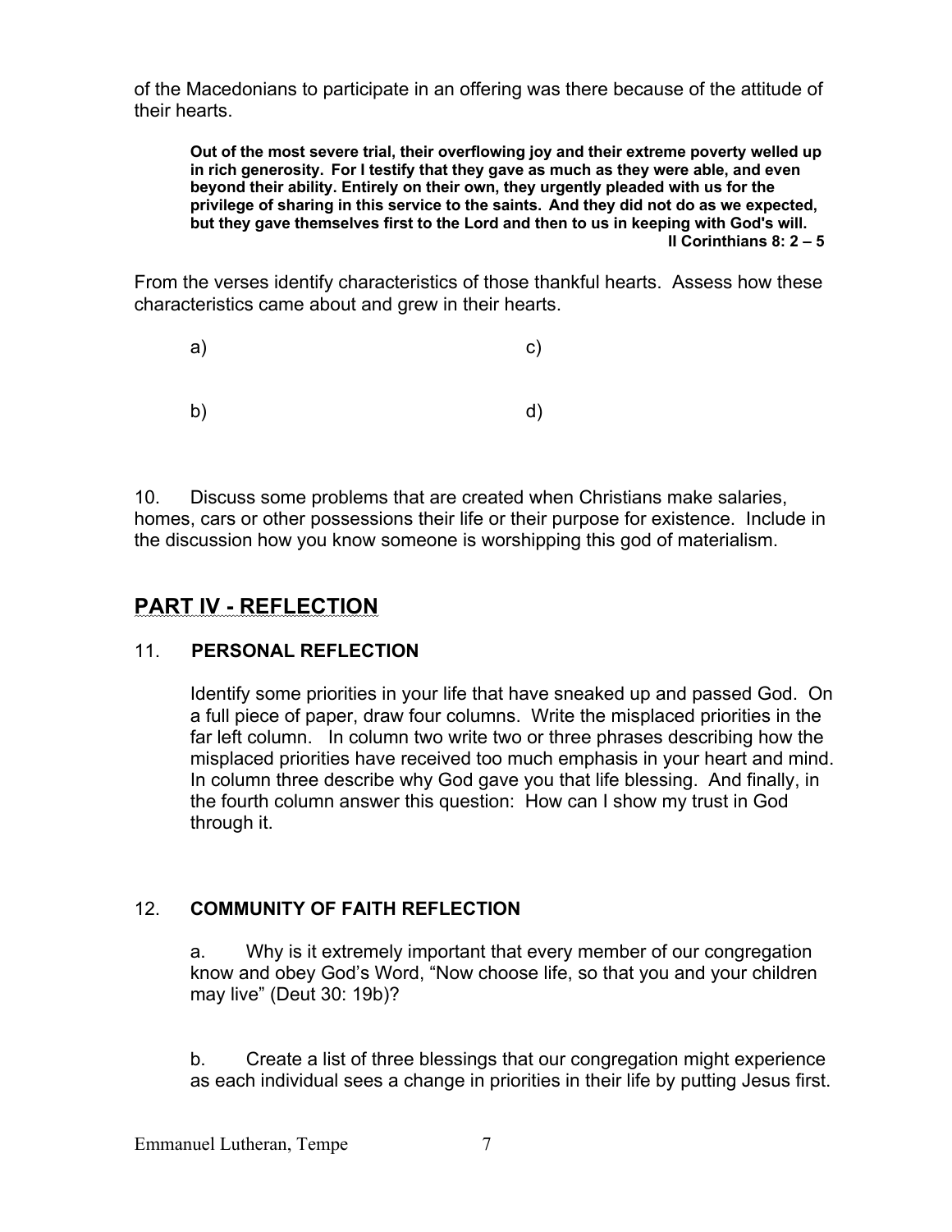of the Macedonians to participate in an offering was there because of the attitude of their hearts.

> **Out of the most severe trial, their overflowing joy and their extreme poverty welled up in rich generosity. For I testify that they gave as much as they were able, and even beyond their ability. Entirely on their own, they urgently pleaded with us for the privilege of sharing in this service to the saints. And they did not do as we expected, but they gave themselves first to the Lord and then to us in keeping with God's will.**
>
> **II Corinthians 8: 2 – 5**

From the verses identify characteristics of those thankful hearts. Assess how these characteristics came about and grew in their hearts.

a) c)

b) d)

10. Discuss some problems that are created when Christians make salaries, homes, cars or other possessions their life or their purpose for existence. Include in the discussion how you know someone is worshipping this god of materialism.

## PART IV - REFLECTION

### 11. PERSONAL REFLECTION

Identify some priorities in your life that have sneaked up and passed God. On a full piece of paper, draw four columns. Write the misplaced priorities in the far left column. In column two write two or three phrases describing how the misplaced priorities have received too much emphasis in your heart and mind. In column three describe why God gave you that life blessing. And finally, in the fourth column answer this question: How can I show my trust in God through it.

### 12. COMMUNITY OF FAITH REFLECTION

a. Why is it extremely important that every member of our congregation know and obey God's Word, "Now choose life, so that you and your children may live" (Deut 30: 19b)?

b. Create a list of three blessings that our congregation might experience as each individual sees a change in priorities in their life by putting Jesus first.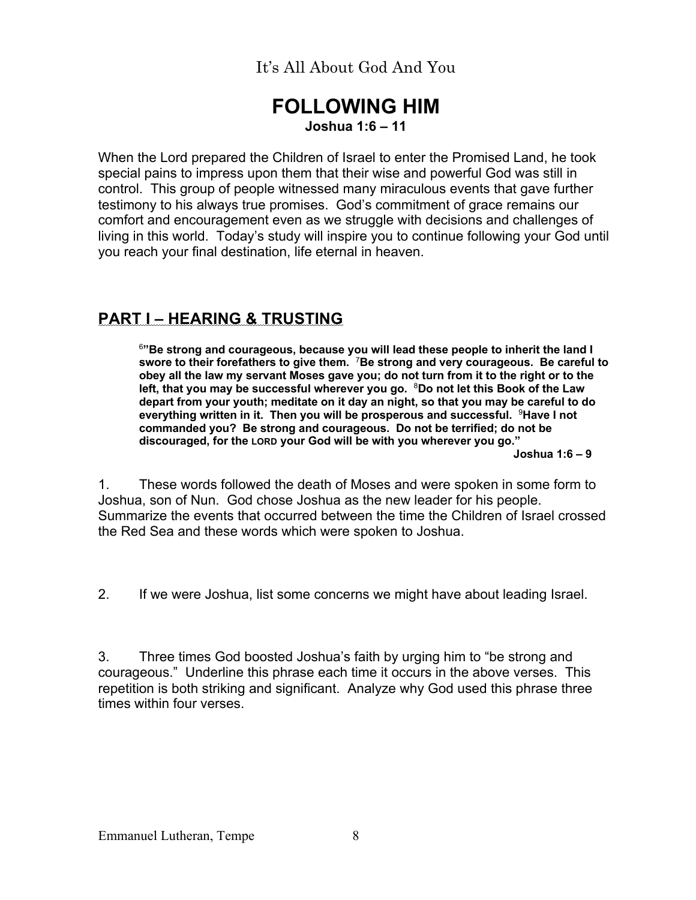It's All About God And You

# FOLLOWING HIM

**Joshua 1:6 – 11**

When the Lord prepared the Children of Israel to enter the Promised Land, he took special pains to impress upon them that their wise and powerful God was still in control. This group of people witnessed many miraculous events that gave further testimony to his always true promises. God's commitment of grace remains our comfort and encouragement even as we struggle with decisions and challenges of living in this world. Today's study will inspire you to continue following your God until you reach your final destination, life eternal in heaven.

## PART I – HEARING & TRUSTING

> [6]**"Be strong and courageous, because you will lead these people to inherit the land I swore to their forefathers to give them.** [7]**Be strong and very courageous. Be careful to obey all the law my servant Moses gave you; do not turn from it to the right or to the left, that you may be successful wherever you go.** [8]**Do not let this Book of the Law depart from your youth; meditate on it day an night, so that you may be careful to do everything written in it. Then you will be prosperous and successful.** [9]**Have I not commanded you? Be strong and courageous. Do not be terrified; do not be discouraged, for the LORD your God will be with you wherever you go."**
>
> **Joshua 1:6 – 9**

1. These words followed the death of Moses and were spoken in some form to Joshua, son of Nun. God chose Joshua as the new leader for his people. Summarize the events that occurred between the time the Children of Israel crossed the Red Sea and these words which were spoken to Joshua.

2. If we were Joshua, list some concerns we might have about leading Israel.

3. Three times God boosted Joshua's faith by urging him to "be strong and courageous." Underline this phrase each time it occurs in the above verses. This repetition is both striking and significant. Analyze why God used this phrase three times within four verses.

Emmanuel Lutheran, Tempe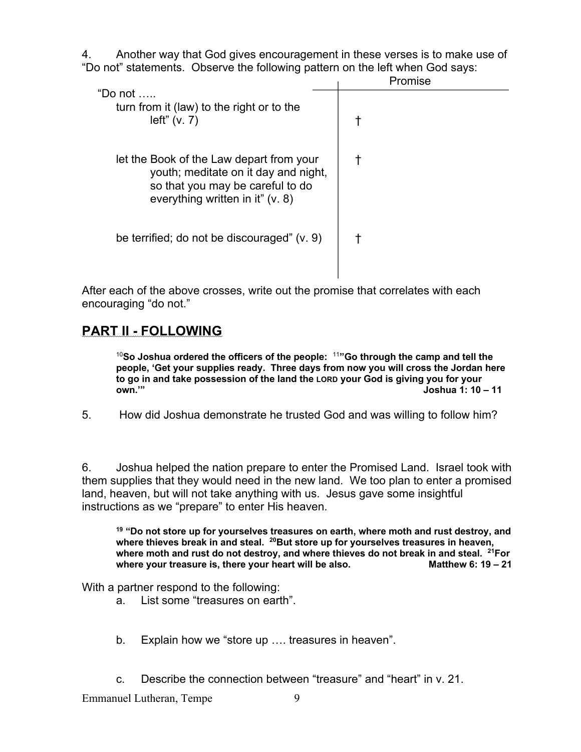4. Another way that God gives encouragement in these verses is to make use of "Do not" statements. Observe the following pattern on the left when God says:

| "Do not ….. | Promise |
| --- | --- |
| turn from it (law) to the right or to the left" (v. 7) | † |
| let the Book of the Law depart from your youth; meditate on it day and night, so that you may be careful to do everything written in it" (v. 8) | † |
| be terrified; do not be discouraged" (v. 9) | † |

After each of the above crosses, write out the promise that correlates with each encouraging "do not."

## PART II - FOLLOWING

> [10]**So Joshua ordered the officers of the people: [11]"Go through the camp and tell the people, 'Get your supplies ready. Three days from now you will cross the Jordan here to go in and take possession of the land the LORD your God is giving you for your own.'"** **Joshua 1: 10 – 11**

5. How did Joshua demonstrate he trusted God and was willing to follow him?

6. Joshua helped the nation prepare to enter the Promised Land. Israel took with them supplies that they would need in the new land. We too plan to enter a promised land, heaven, but will not take anything with us. Jesus gave some insightful instructions as we "prepare" to enter His heaven.

> [19] **"Do not store up for yourselves treasures on earth, where moth and rust destroy, and where thieves break in and steal. [20]But store up for yourselves treasures in heaven, where moth and rust do not destroy, and where thieves do not break in and steal. [21]For where your treasure is, there your heart will be also.** **Matthew 6: 19 – 21**

With a partner respond to the following:

a. List some "treasures on earth".

b. Explain how we "store up …. treasures in heaven".

c. Describe the connection between "treasure" and "heart" in v. 21.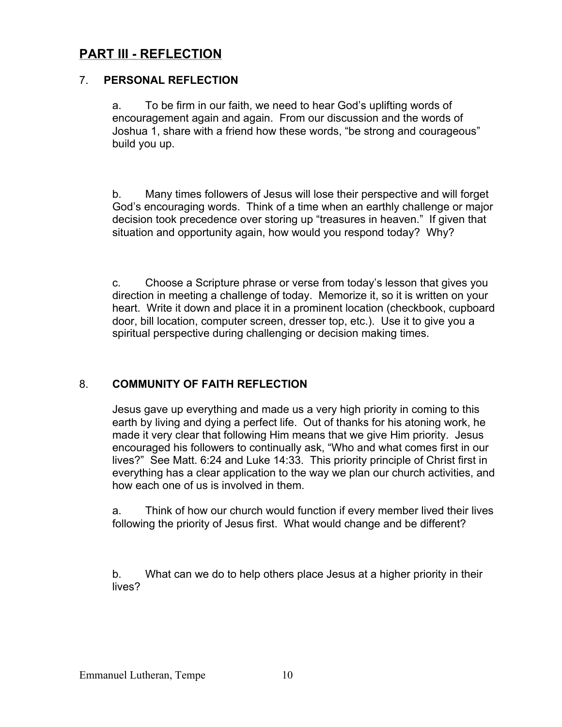## PART III - REFLECTION

### 7. PERSONAL REFLECTION

a. To be firm in our faith, we need to hear God's uplifting words of encouragement again and again. From our discussion and the words of Joshua 1, share with a friend how these words, "be strong and courageous" build you up.

b. Many times followers of Jesus will lose their perspective and will forget God's encouraging words. Think of a time when an earthly challenge or major decision took precedence over storing up "treasures in heaven." If given that situation and opportunity again, how would you respond today? Why?

c. Choose a Scripture phrase or verse from today's lesson that gives you direction in meeting a challenge of today. Memorize it, so it is written on your heart. Write it down and place it in a prominent location (checkbook, cupboard door, bill location, computer screen, dresser top, etc.). Use it to give you a spiritual perspective during challenging or decision making times.

### 8. COMMUNITY OF FAITH REFLECTION

Jesus gave up everything and made us a very high priority in coming to this earth by living and dying a perfect life. Out of thanks for his atoning work, he made it very clear that following Him means that we give Him priority. Jesus encouraged his followers to continually ask, "Who and what comes first in our lives?" See Matt. 6:24 and Luke 14:33. This priority principle of Christ first in everything has a clear application to the way we plan our church activities, and how each one of us is involved in them.

a. Think of how our church would function if every member lived their lives following the priority of Jesus first. What would change and be different?

b. What can we do to help others place Jesus at a higher priority in their lives?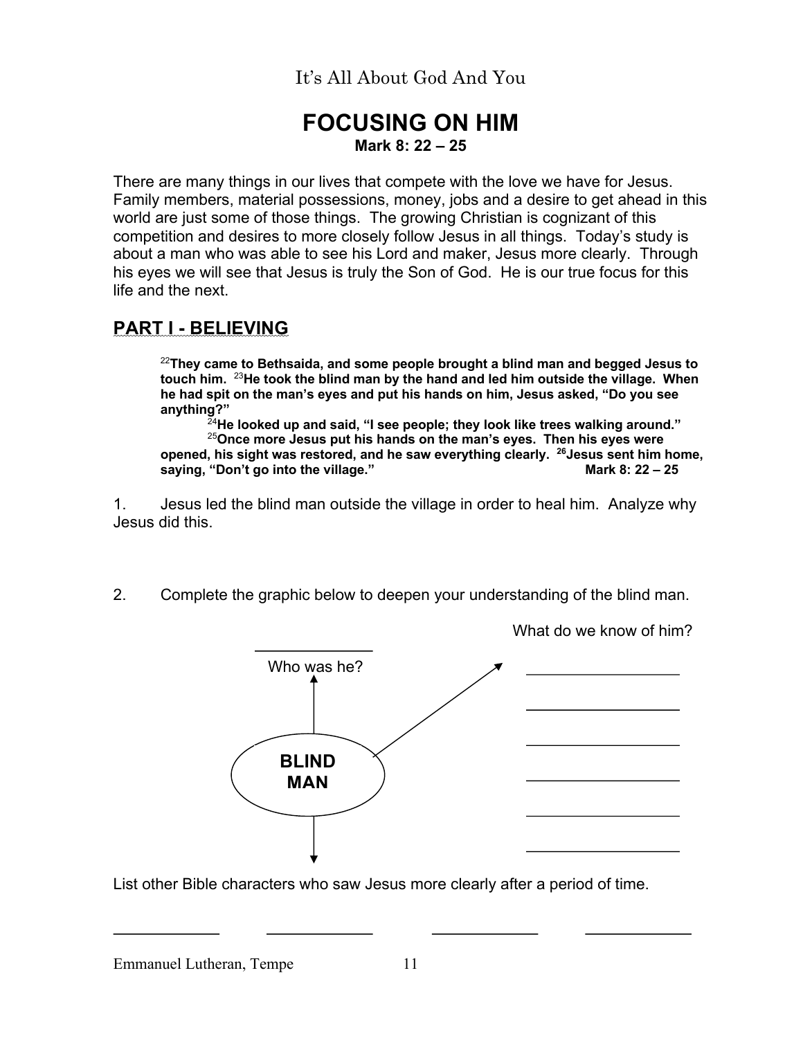# FOCUSING ON HIM

**Mark 8: 22 – 25**

There are many things in our lives that compete with the love we have for Jesus. Family members, material possessions, money, jobs and a desire to get ahead in this world are just some of those things. The growing Christian is cognizant of this competition and desires to more closely follow Jesus in all things. Today's study is about a man who was able to see his Lord and maker, Jesus more clearly. Through his eyes we will see that Jesus is truly the Son of God. He is our true focus for this life and the next.

## PART I - BELIEVING

> [22]**They came to Bethsaida, and some people brought a blind man and begged Jesus to touch him.** [23]**He took the blind man by the hand and led him outside the village. When he had spit on the man's eyes and put his hands on him, Jesus asked, "Do you see anything?"**
>
> [24]**He looked up and said, "I see people; they look like trees walking around."**
>
> [25]**Once more Jesus put his hands on the man's eyes. Then his eyes were opened, his sight was restored, and he saw everything clearly.** [26]**Jesus sent him home, saying, "Don't go into the village."** **Mark 8: 22 – 25**

1. Jesus led the blind man outside the village in order to heal him. Analyze why Jesus did this.

2. Complete the graphic below to deepen your understanding of the blind man.

**BLIND MAN**

- Who was he? \_\_\_\_\_\_\_\_\_\_\_\_
- What do we know of him?
  - \_\_\_\_\_\_\_\_\_\_\_\_\_\_\_\_
  - \_\_\_\_\_\_\_\_\_\_\_\_\_\_\_\_
  - \_\_\_\_\_\_\_\_\_\_\_\_\_\_\_\_
  - \_\_\_\_\_\_\_\_\_\_\_\_\_\_\_\_
  - \_\_\_\_\_\_\_\_\_\_\_\_\_\_\_\_
  - \_\_\_\_\_\_\_\_\_\_\_\_\_\_\_\_

List other Bible characters who saw Jesus more clearly after a period of time.

\_\_\_\_\_\_\_\_\_\_\_\_ \_\_\_\_\_\_\_\_\_\_\_\_ \_\_\_\_\_\_\_\_\_\_\_\_ \_\_\_\_\_\_\_\_\_\_\_\_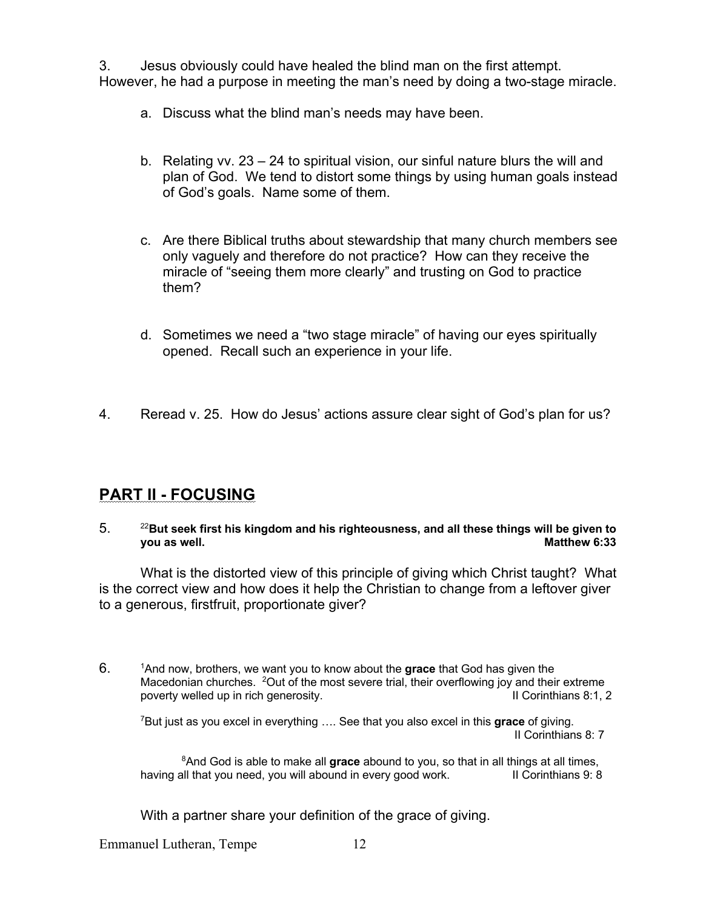3. Jesus obviously could have healed the blind man on the first attempt. However, he had a purpose in meeting the man's need by doing a two-stage miracle.

   a. Discuss what the blind man's needs may have been.

   b. Relating vv. 23 – 24 to spiritual vision, our sinful nature blurs the will and plan of God. We tend to distort some things by using human goals instead of God's goals. Name some of them.

   c. Are there Biblical truths about stewardship that many church members see only vaguely and therefore do not practice? How can they receive the miracle of "seeing them more clearly" and trusting on God to practice them?

   d. Sometimes we need a "two stage miracle" of having our eyes spiritually opened. Recall such an experience in your life.

4. Reread v. 25. How do Jesus' actions assure clear sight of God's plan for us?

## PART II - FOCUSING

5. [22]**But seek first his kingdom and his righteousness, and all these things will be given to you as well.** **Matthew 6:33**

   What is the distorted view of this principle of giving which Christ taught? What is the correct view and how does it help the Christian to change from a leftover giver to a generous, firstfruit, proportionate giver?

6. [1]And now, brothers, we want you to know about the **grace** that God has given the Macedonian churches. [2]Out of the most severe trial, their overflowing joy and their extreme poverty welled up in rich generosity. II Corinthians 8:1, 2

   [7]But just as you excel in everything …. See that you also excel in this **grace** of giving. II Corinthians 8: 7

   [8]And God is able to make all **grace** abound to you, so that in all things at all times, having all that you need, you will abound in every good work. II Corinthians 9: 8

   With a partner share your definition of the grace of giving.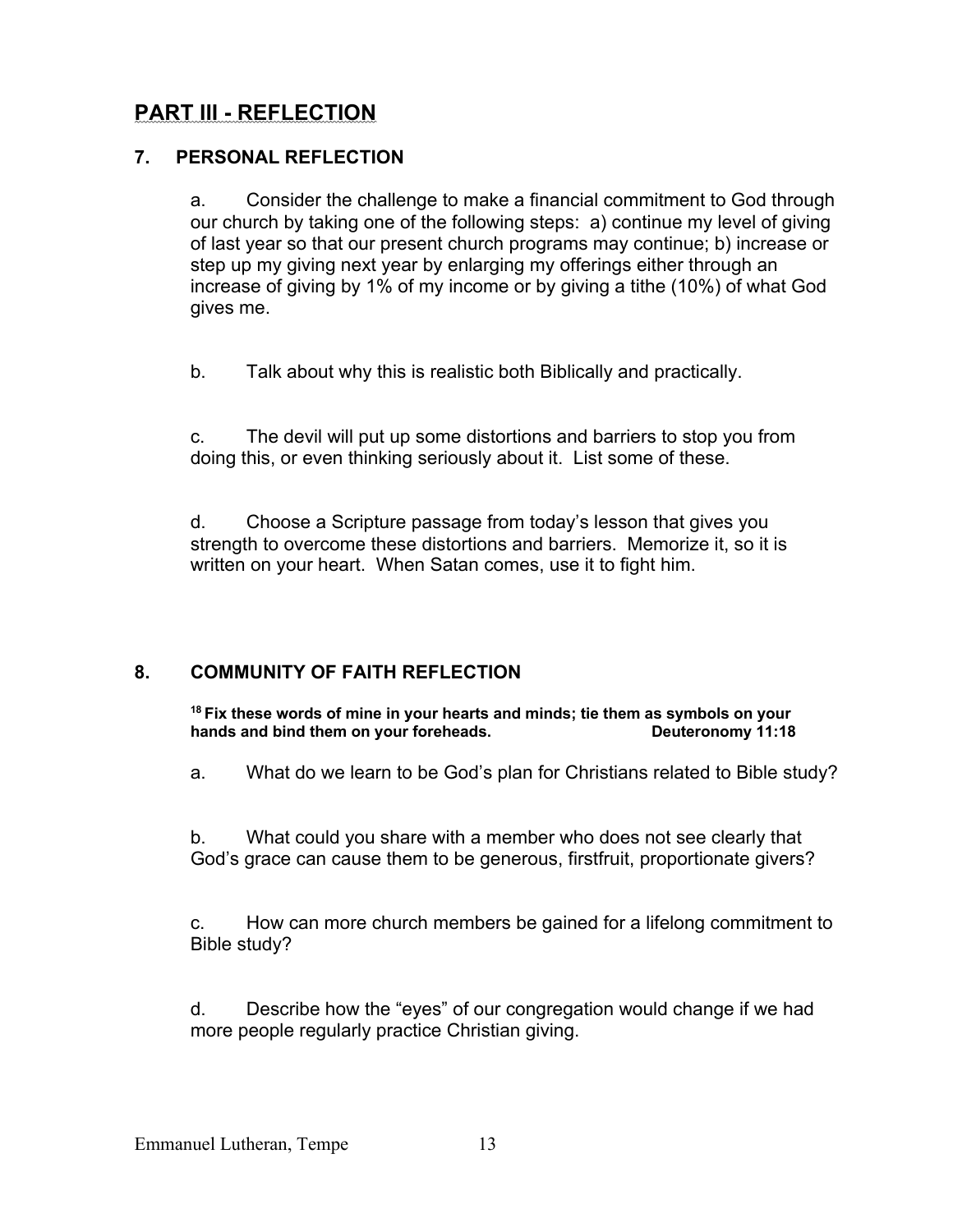## PART III - REFLECTION

### 7. PERSONAL REFLECTION

a. Consider the challenge to make a financial commitment to God through our church by taking one of the following steps: a) continue my level of giving of last year so that our present church programs may continue; b) increase or step up my giving next year by enlarging my offerings either through an increase of giving by 1% of my income or by giving a tithe (10%) of what God gives me.

b. Talk about why this is realistic both Biblically and practically.

c. The devil will put up some distortions and barriers to stop you from doing this, or even thinking seriously about it. List some of these.

d. Choose a Scripture passage from today's lesson that gives you strength to overcome these distortions and barriers. Memorize it, so it is written on your heart. When Satan comes, use it to fight him.

### 8. COMMUNITY OF FAITH REFLECTION

**[18] Fix these words of mine in your hearts and minds; tie them as symbols on your hands and bind them on your foreheads. Deuteronomy 11:18**

a. What do we learn to be God's plan for Christians related to Bible study?

b. What could you share with a member who does not see clearly that God's grace can cause them to be generous, firstfruit, proportionate givers?

c. How can more church members be gained for a lifelong commitment to Bible study?

d. Describe how the "eyes" of our congregation would change if we had more people regularly practice Christian giving.